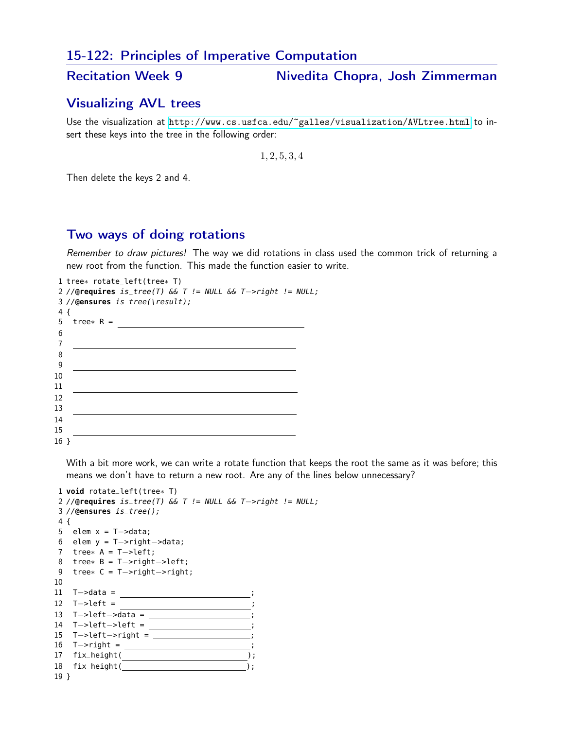# 15-122: Principles of Imperative Computation

## Recitation Week 9 — Nivedita Chopra, Josh Zimmerman

## Visualizing AVL trees

Use the visualization at http://www.cs.usfca.edu/~galles/visualization/AVLtree.html to insert these keys into the tree in the following order:

$$1, 2, 5, 3, 4$$

Then delete the keys 2 and 4.

## Two ways of doing rotations

*Remember to draw pictures!* The way we did rotations in class used the common trick of returning a new root from the function. This made the function easier to write.

```
1  tree* rotate_left(tree* T)
2  //@requires is_tree(T) && T != NULL && T->right != NULL;
3  //@ensures is_tree(\result);
4  {
5    tree* R = ______________________________
6
7    ______________________________
8
9    ______________________________
10
11   ______________________________
12
13   ______________________________
14
15   ______________________________
16 }
```

With a bit more work, we can write a rotate function that keeps the root the same as it was before; this means we don't have to return a new root. Are any of the lines below unnecessary?

```
1  void rotate_left(tree* T)
2  //@requires is_tree(T) && T != NULL && T->right != NULL;
3  //@ensures is_tree();
4  {
5    elem x = T->data;
6    elem y = T->right->data;
7    tree* A = T->left;
8    tree* B = T->right->left;
9    tree* C = T->right->right;
10
11   T->data = ______________________;
12   T->left = ______________________;
13   T->left->data = ________________;
14   T->left->left = ________________;
15   T->left->right = _______________;
16   T->right = _____________________;
17   fix_height(_____________________);
18   fix_height(_____________________);
19 }
```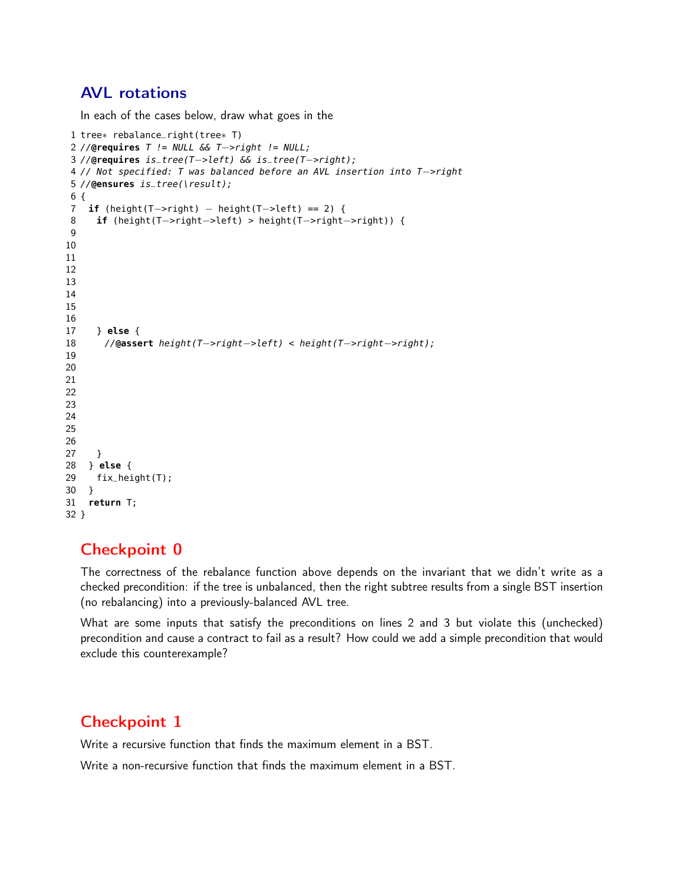## AVL rotations

In each of the cases below, draw what goes in the

```
1 tree* rebalance_right(tree* T)
2 //@requires T != NULL && T->right != NULL;
3 //@requires is_tree(T->left) && is_tree(T->right);
4 // Not specified: T was balanced before an AVL insertion into T->right
5 //@ensures is_tree(\result);
6 {
7   if (height(T->right) - height(T->left) == 2) {
8     if (height(T->right->left) > height(T->right->right)) {
9
10
11
12
13
14
15
16
17    } else {
18      //@assert height(T->right->left) < height(T->right->right);
19
20
21
22
23
24
25
26
27    }
28  } else {
29    fix_height(T);
30  }
31  return T;
32 }
```

## Checkpoint 0

The correctness of the rebalance function above depends on the invariant that we didn't write as a checked precondition: if the tree is unbalanced, then the right subtree results from a single BST insertion (no rebalancing) into a previously-balanced AVL tree.

What are some inputs that satisfy the preconditions on lines 2 and 3 but violate this (unchecked) precondition and cause a contract to fail as a result? How could we add a simple precondition that would exclude this counterexample?

## Checkpoint 1

Write a recursive function that finds the maximum element in a BST.

Write a non-recursive function that finds the maximum element in a BST.